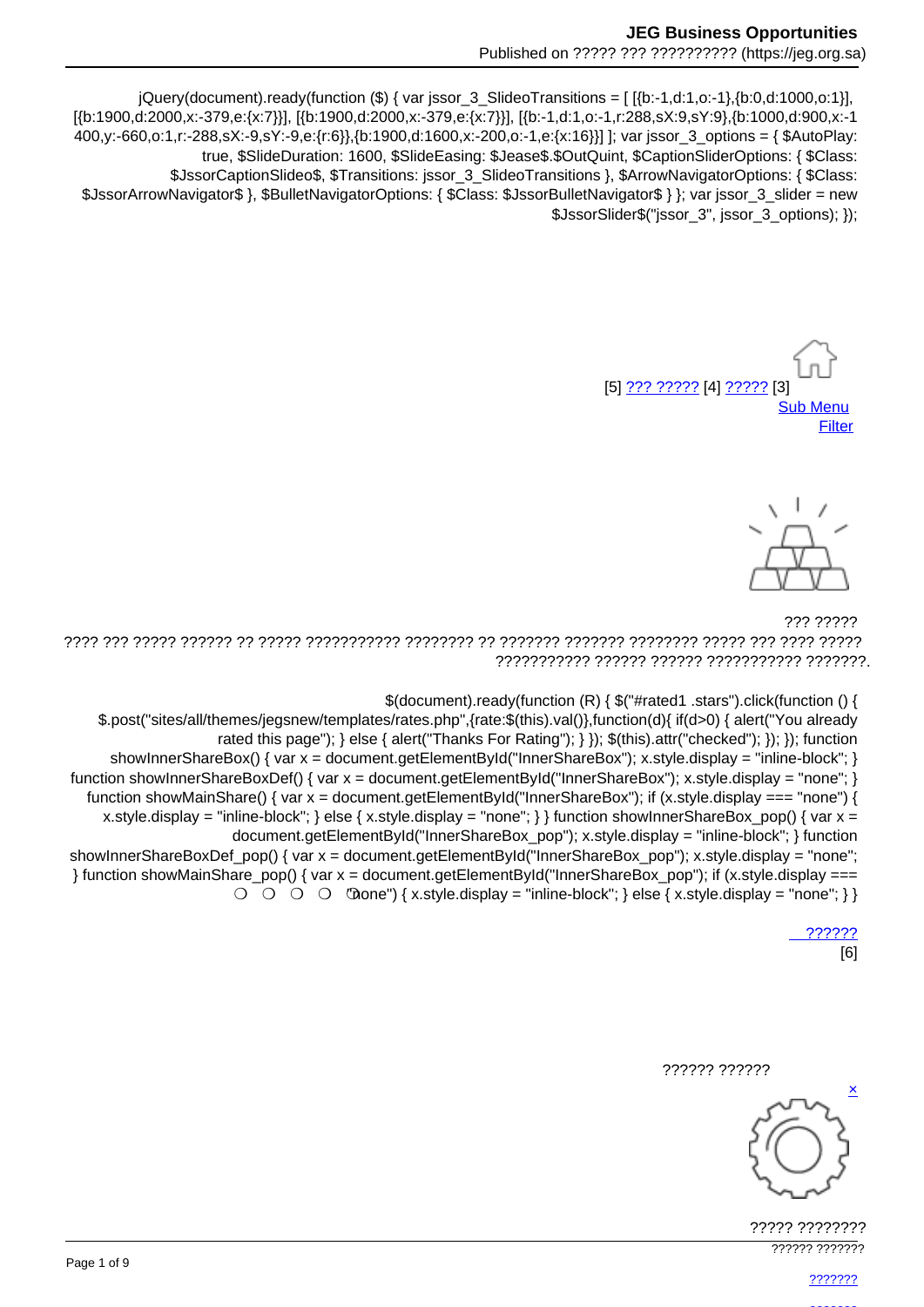jQuery(document).ready(function ($) { var jssor_3_SlideoTransitions = [ [{b:-1,d:1,o:-1},{b:0,d:1000,o:1}], [{b:1900,d:2000,x:-379,e:{x:7}}], [{b:1900,d:2000,x:-379,e:{x:7}}], [{b:-1,d:1,o:-1,r:288,sX:9,sY:9},{b:1000,d:900,x:-1400,y:-660,o:1,r:-288,sX:-9,sY:-9,e:{r:6}},{b:1900,d:1600,x:-200,o:-1,e:{x:16}}] ]; var jssor_3_options = { $AutoPlay: true, $SlideDuration: 1600, $SlideEasing: $Jease$.$OutQuint, $CaptionSliderOptions: { $Class: $JssorCaptionSlideo$, $Transitions: jssor_3_SlideoTransitions }, $ArrowNavigatorOptions: { $Class: $JssorArrowNavigator$ }, $BulletNavigatorOptions: { $Class: $JssorBulletNavigator$ } }; var jssor_3_slider = new $JssorSlider$("jssor_3", jssor_3_options); });

[5] ??? ????? [4] ????? [3]
Sub Menu
Filter

??? ?????
???? ??? ????? ?????? ?? ????? ??????????? ???????? ?? ??????? ??????? ???????? ????? ??? ???? ????? ??????????? ?????? ?????? ??????????? ???????.

$(document).ready(function (R) { $("#rated1 .stars").click(function () { $.post("sites/all/themes/jegsnew/templates/rates.php",{rate:$(this).val()},function(d){ if(d>0) { alert("You already rated this page"); } else { alert("Thanks For Rating"); } }); $(this).attr("checked"); }); }); function showInnerShareBox() { var x = document.getElementById("InnerShareBox"); x.style.display = "inline-block"; } function showInnerShareBoxDef() { var x = document.getElementById("InnerShareBox"); x.style.display = "none"; } function showMainShare() { var x = document.getElementById("InnerShareBox"); if (x.style.display === "none") { x.style.display = "inline-block"; } else { x.style.display = "none"; } } function showInnerShareBox_pop() { var x = document.getElementById("InnerShareBox_pop"); x.style.display = "inline-block"; } function showInnerShareBoxDef_pop() { var x = document.getElementById("InnerShareBox_pop"); x.style.display = "none"; } function showMainShare_pop() { var x = document.getElementById("InnerShareBox_pop"); if (x.style.display === "none") { x.style.display = "inline-block"; } else { x.style.display = "none"; } }

??????
[6]

?????? ??????
×

????? ????????
?????? ???????
???????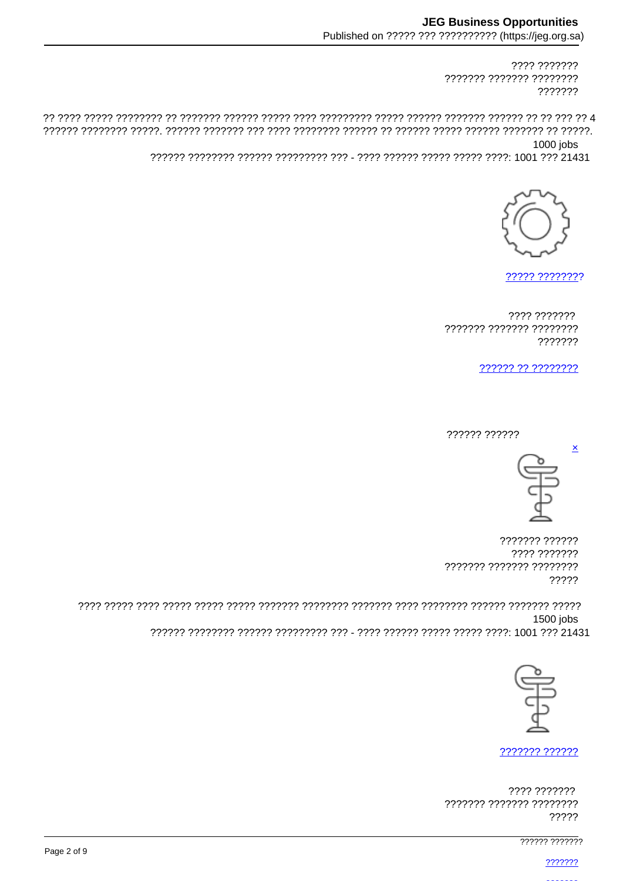???? ???????
??????? ??????? ????????
???????

?? ???? ????? ???????? ?? ??????? ?????? ????? ???? ????????? ????? ?????? ??????? ?????? ?? ?? ??? ?? 4 ?????? ???????? ?????. ?????? ??????? ??? ???? ???????? ?????? ?? ?????? ????? ?????? ??????? ?? ?????.

1000 jobs

?????? ???????? ?????? ????????? ??? - ???? ?????? ????? ????? ????: 1001 ??? 21431

[????? ????????]()

???? ???????
??????? ??????? ????????
???????

[?????? ?? ????????]()

?????? ??????

[×]()

??????? ??????
???? ???????
??????? ??????? ????????
?????

???? ????? ???? ????? ????? ????? ??????? ???????? ??????? ???? ???????? ?????? ??????? ?????

1500 jobs

?????? ???????? ?????? ????????? ??? - ???? ?????? ????? ????? ????: 1001 ??? 21431

[??????? ??????]()

???? ???????
??????? ??????? ????????
?????

?????? ???????

[???????]()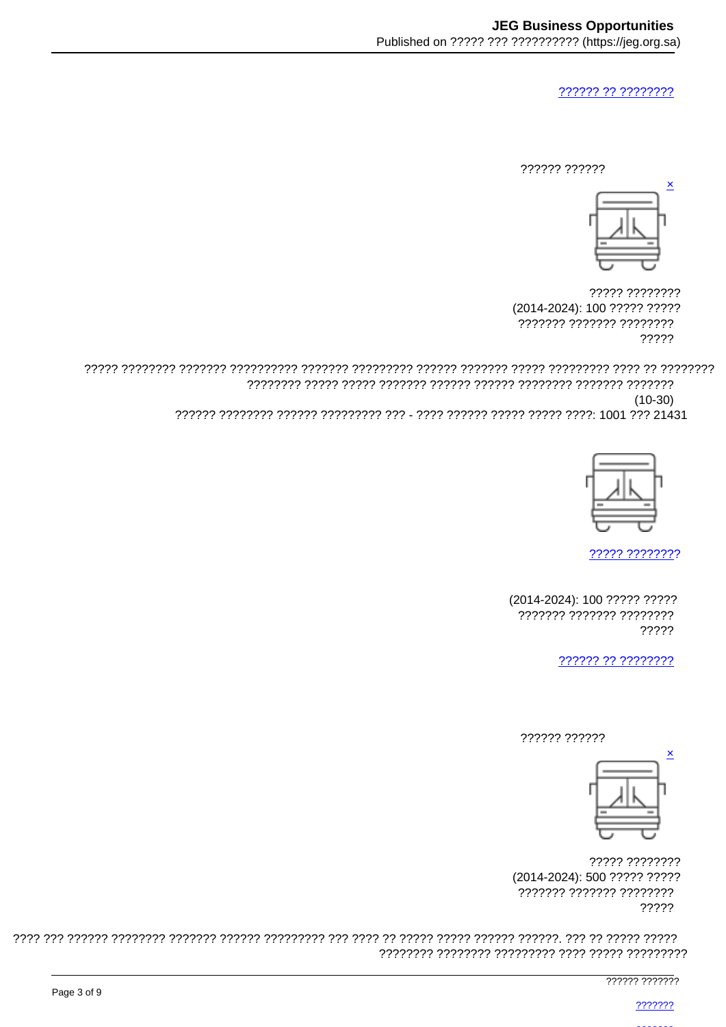[?????? ?? ????????]()

?????? ??????

[×]()

????? ????????
(2014-2024): 100 ????? ?????
??????? ??????? ????????
?????

????? ???????? ??????? ?????????? ??????? ????????? ?????? ??????? ????? ????????? ???? ?? ????????
???????? ????? ????? ??????? ?????? ?????? ???????? ??????? ???????
(10-30)
?????? ???????? ?????? ????????? ??? - ???? ?????? ????? ????? ????: 1001 ??? 21431

[????? ????????]()

(2014-2024): 100 ????? ?????
??????? ??????? ????????
?????

[?????? ?? ????????]()

?????? ??????

[×]()

????? ????????
(2014-2024): 500 ????? ?????
??????? ??????? ????????
?????

???? ??? ?????? ???????? ??????? ?????? ????????? ??? ???? ?? ????? ????? ?????? ??????. ??? ?? ????? ?????
???????? ???????? ????????? ???? ????? ?????????

?????? ???????

[???????]()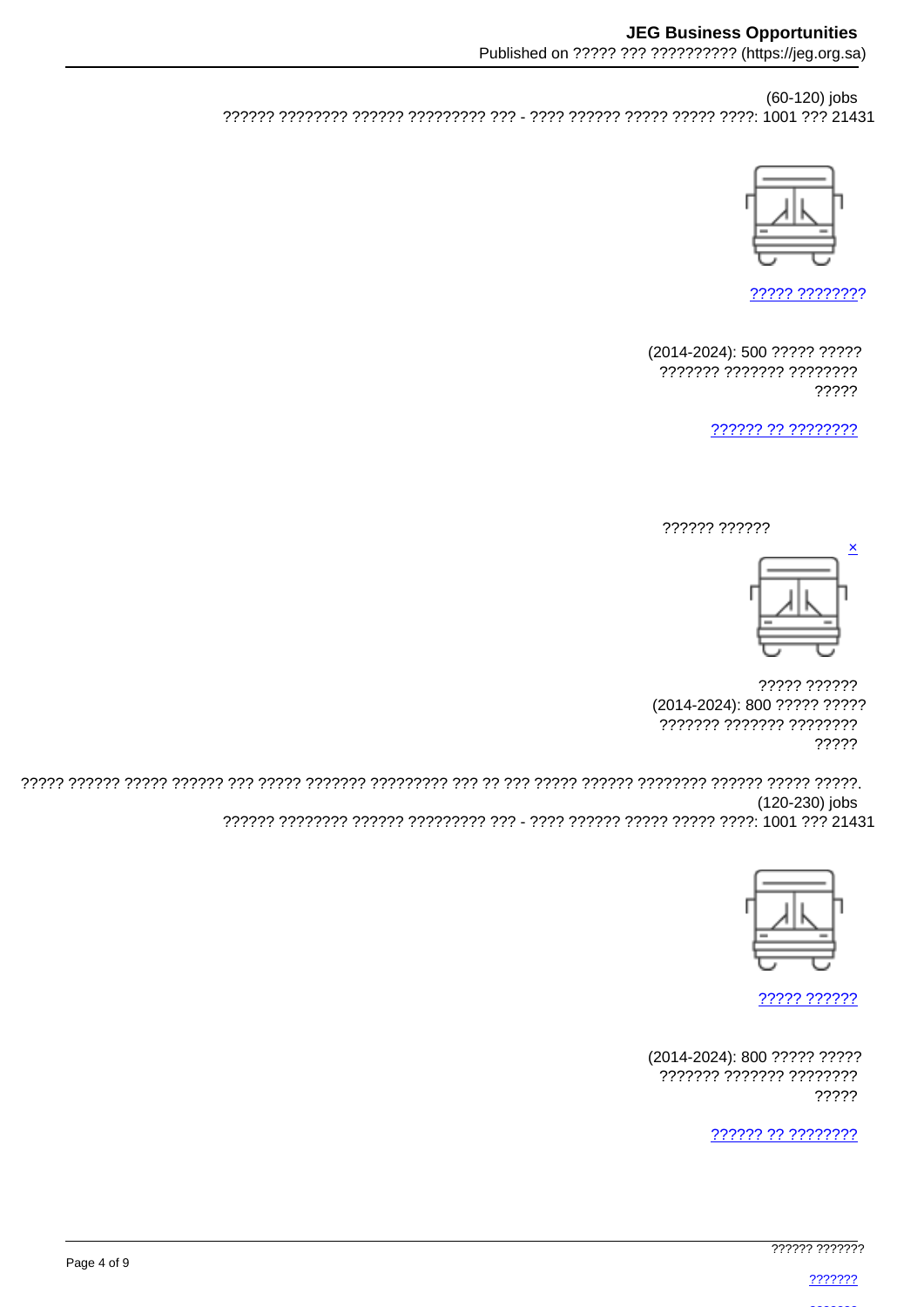(60-120) jobs

?????? ???????? ?????? ????????? ??? - ???? ?????? ????? ????? ????: 1001 ??? 21431

[????? ????????](#)

(2014-2024): 500 ????? ?????
??????? ??????? ????????
?????

[?????? ?? ????????](#)

?????? ??????

[×](#)

????? ??????
(2014-2024): 800 ????? ?????
??????? ??????? ????????
?????

????? ?????? ????? ?????? ??? ????? ??????? ????????? ??? ?? ??? ????? ?????? ???????? ?????? ????? ?????.

(120-230) jobs

?????? ???????? ?????? ????????? ??? - ???? ?????? ????? ????? ????: 1001 ??? 21431

[????? ??????](#)

(2014-2024): 800 ????? ?????
??????? ??????? ????????
?????

[?????? ?? ????????](#)

?????? ???????

[???????](#)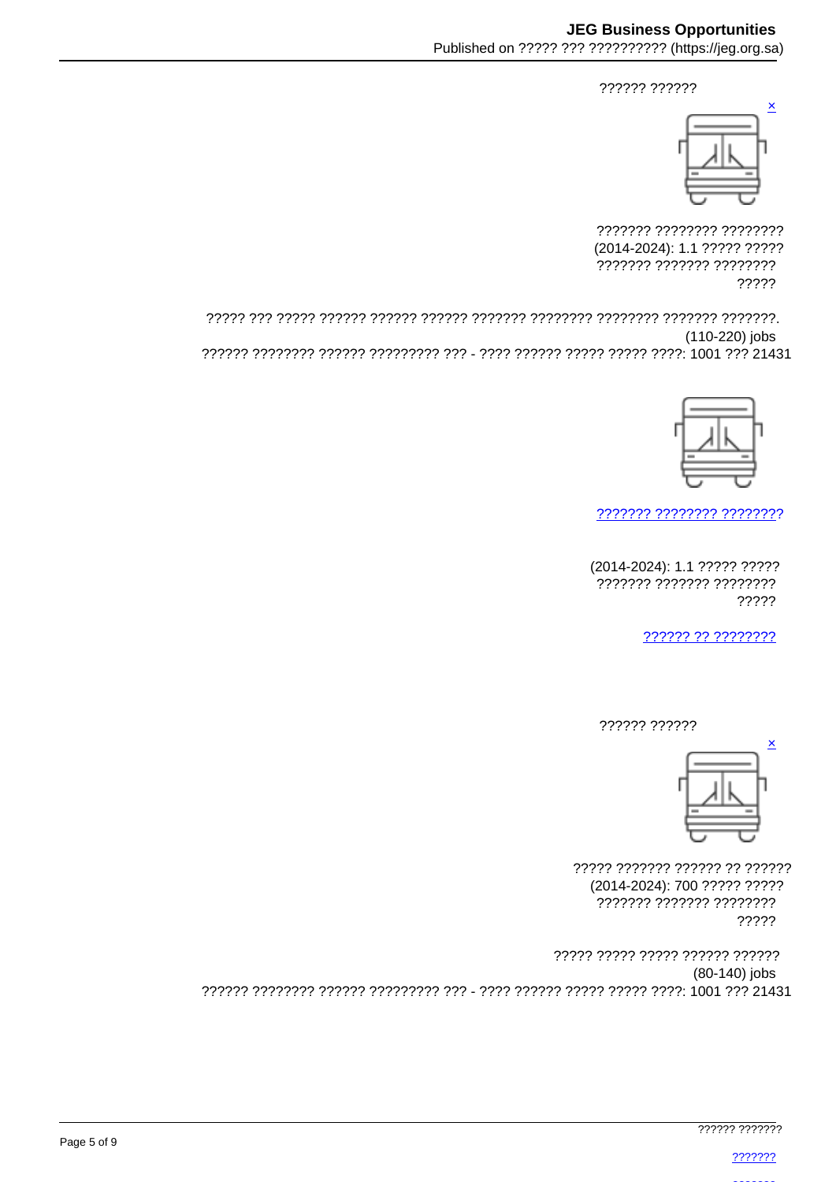?????? ??????

[×](#)

??????? ???????? ????????
(2014-2024): 1.1 ????? ?????
??????? ??????? ????????
?????

????? ??? ????? ?????? ?????? ?????? ??????? ???????? ???????? ??????? ???????.
(110-220) jobs
?????? ???????? ?????? ????????? ??? - ???? ?????? ????? ????? ????: 1001 ??? 21431

[??????? ???????? ????????](#)

(2014-2024): 1.1 ????? ?????
??????? ??????? ????????
?????

[?????? ?? ????????](#)

?????? ??????

[×](#)

????? ??????? ?????? ?? ??????
(2014-2024): 700 ????? ?????
??????? ??????? ????????
?????

????? ????? ????? ?????? ??????
(80-140) jobs
?????? ???????? ?????? ????????? ??? - ???? ?????? ????? ????? ????: 1001 ??? 21431

?????? ???????

[???????](#)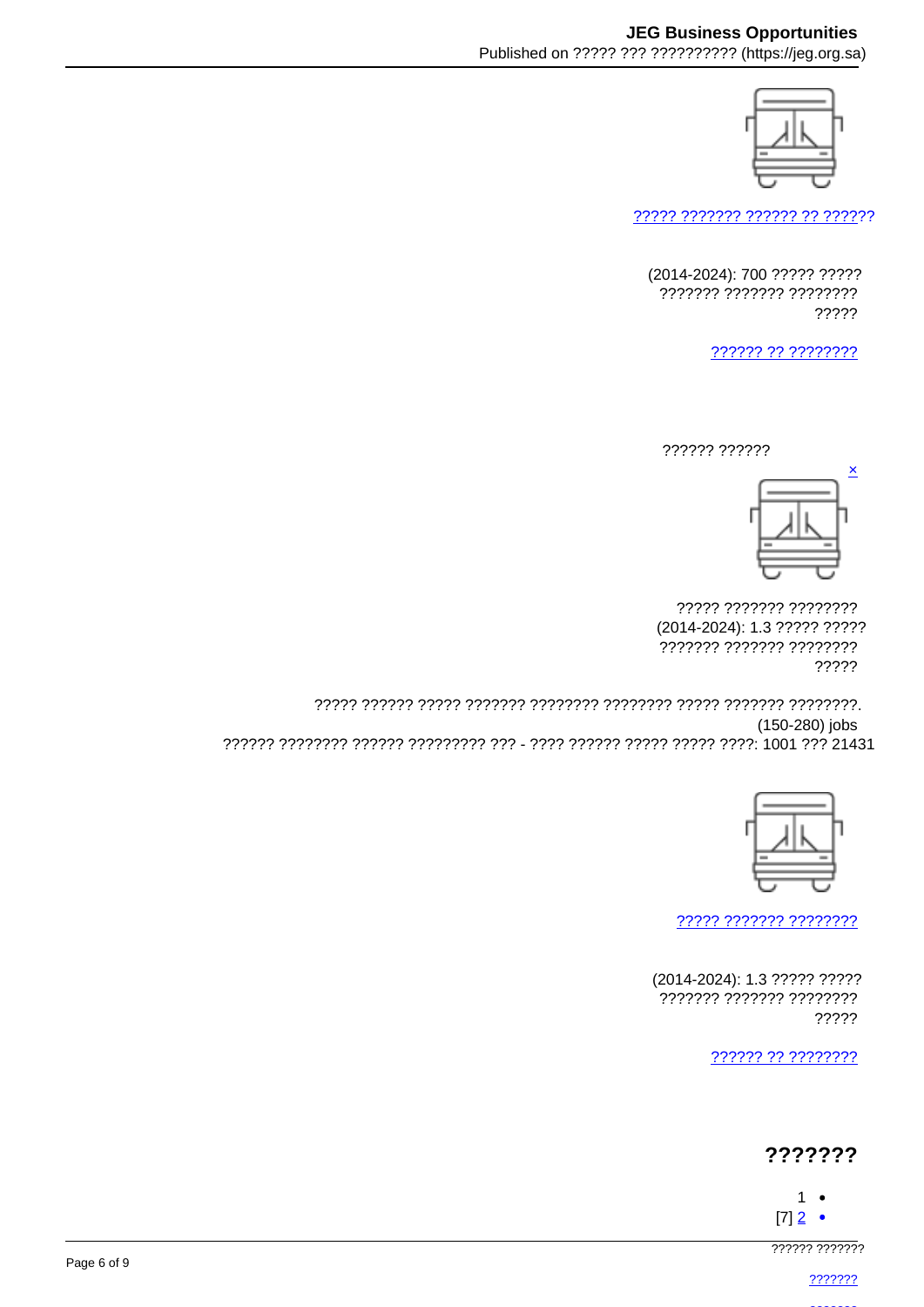[????? ??????? ?????? ?? ??????](#)

(2014-2024): 700 ????? ?????
??????? ??????? ????????
?????

[?????? ?? ????????](#)

?????? ??????

[×](#)

????? ??????? ????????
(2014-2024): 1.3 ????? ?????
??????? ??????? ????????
?????

????? ?????? ????? ??????? ???????? ???????? ????? ??????? ????????.
(150-280) jobs
?????? ???????? ?????? ????????? ??? - ???? ?????? ????? ????? ????: 1001 ??? 21431

[????? ??????? ????????](#)

(2014-2024): 1.3 ????? ?????
??????? ??????? ????????
?????

[?????? ?? ????????](#)

## ???????

- 1
- [7] [2](#)

?????? ???????

[???????](#)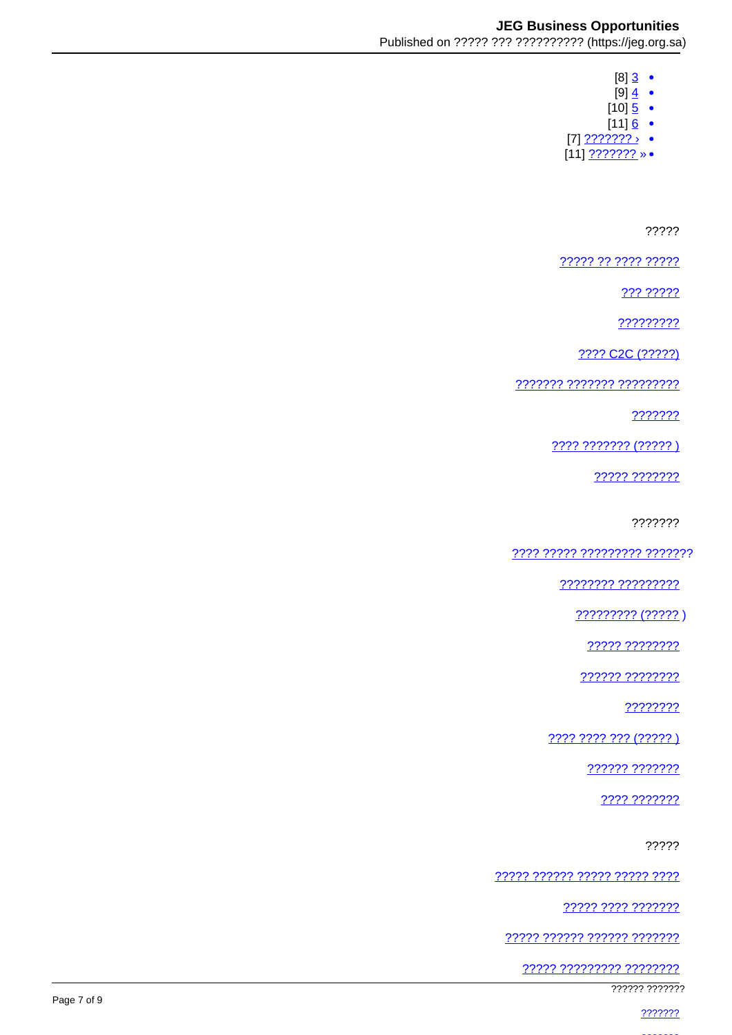- [8] 3
- [9] 4
- [10] 5
- [11] 6
- [7] ??????? ›
- [11] ??????? »

?????

????? ?? ???? ?????

??? ?????

?????????

???? C2C (?????)

??????? ??????? ?????????

???????

???? ??????? (????? )

????? ???????

???????

???? ????? ????????? ???????

???????? ?????????

????????? (????? )

????? ????????

?????? ????????

????????

???? ???? ??? (????? )

?????? ???????

???? ???????

?????

????? ?????? ????? ????? ????

????? ???? ???????

????? ?????? ?????? ???????

????? ????????? ????????

?????? ???????

???????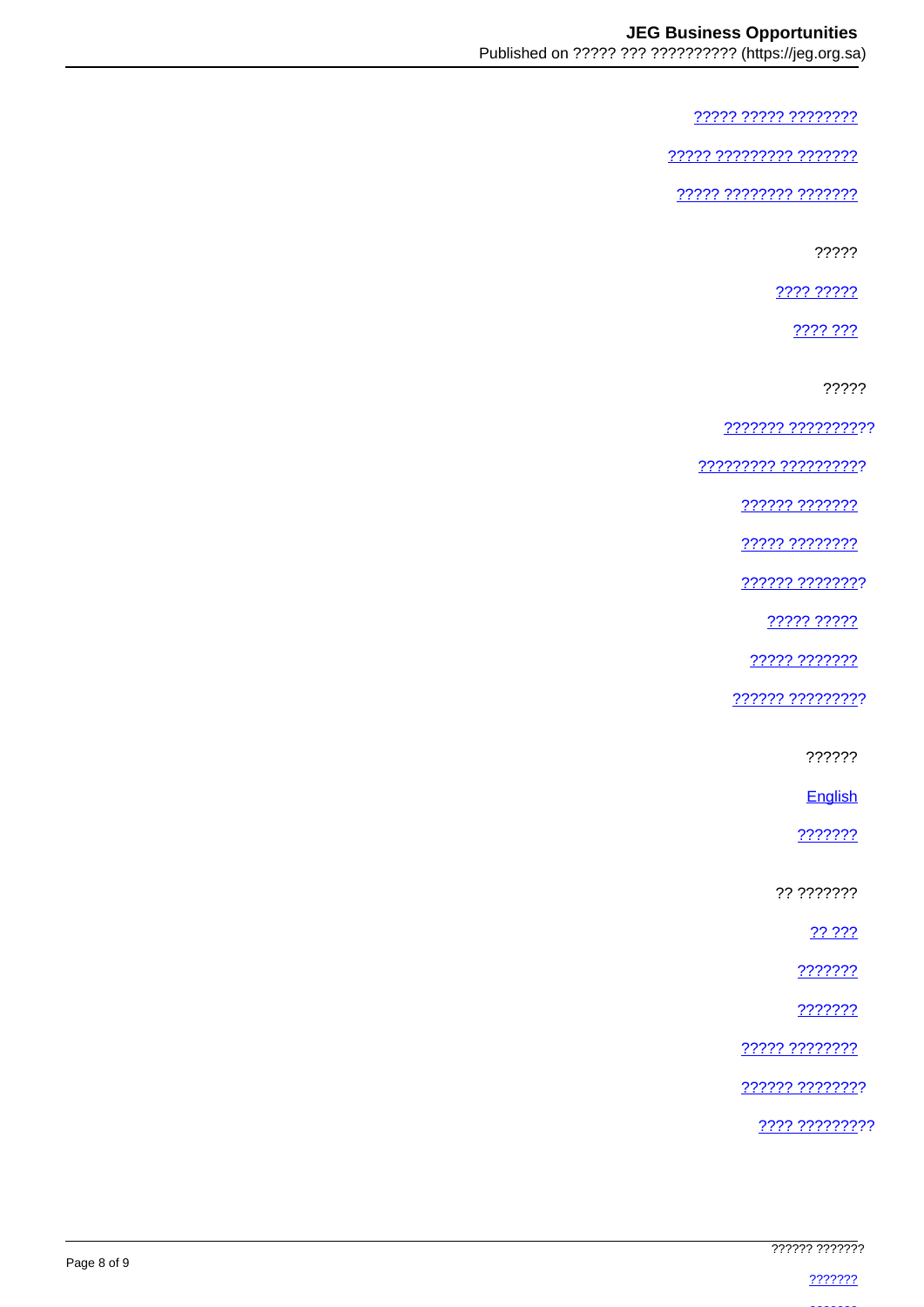????? ????? ????????

????? ????????? ???????

????? ???????? ???????

?????

???? ?????

???? ???

?????

??????? ??????????

????????? ??????????

?????? ???????

????? ????????

?????? ????????

????? ?????

????? ???????

?????? ?????????

??????

English

???????

?? ???????

?? ???

???????

???????

????? ????????

?????? ????????

???? ?????????

?????? ???????

???????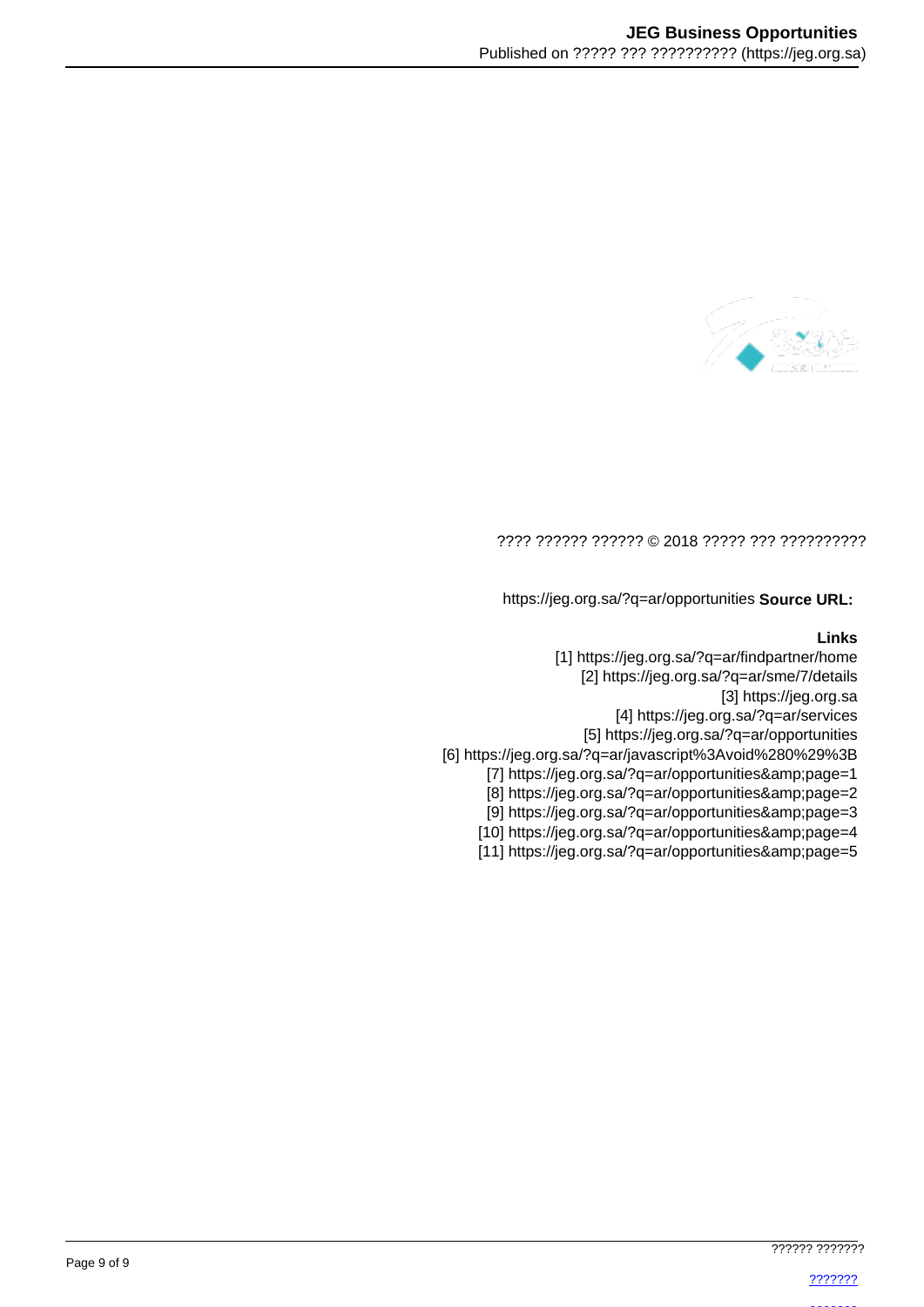???? ?????? ?????? © 2018 ????? ??? ??????????

**Source URL:** https://jeg.org.sa/?q=ar/opportunities

**Links**

[1] https://jeg.org.sa/?q=ar/findpartner/home
[2] https://jeg.org.sa/?q=ar/sme/7/details
[3] https://jeg.org.sa
[4] https://jeg.org.sa/?q=ar/services
[5] https://jeg.org.sa/?q=ar/opportunities
[6] https://jeg.org.sa/?q=ar/javascript%3Avoid%280%29%3B
[7] https://jeg.org.sa/?q=ar/opportunities&amp;page=1
[8] https://jeg.org.sa/?q=ar/opportunities&amp;page=2
[9] https://jeg.org.sa/?q=ar/opportunities&amp;page=3
[10] https://jeg.org.sa/?q=ar/opportunities&amp;page=4
[11] https://jeg.org.sa/?q=ar/opportunities&amp;page=5

?????? ???????

???????